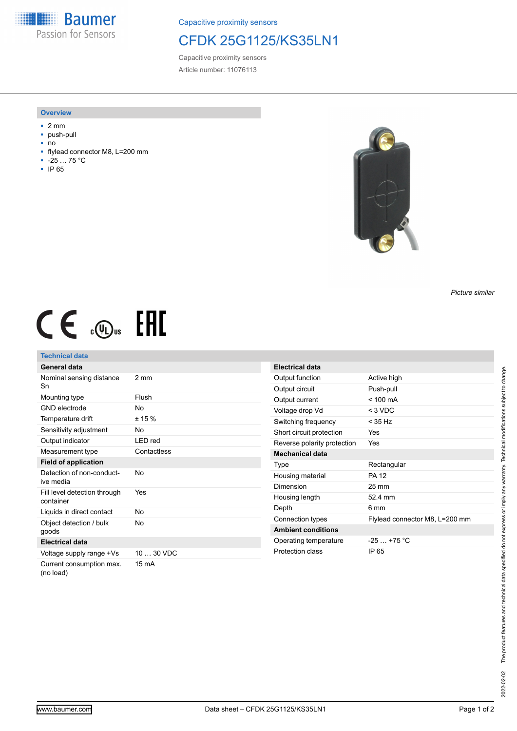Baumer
Passion for Sensors

Capacitive proximity sensors

# CFDK 25G1125/KS35LN1

Capacitive proximity sensors

Article number: 11076113

## Overview

- 2 mm
- push-pull
- no
- flylead connector M8, L=200 mm
- -25 … 75 °C
- IP 65

*Picture similar*

## Technical data

| General data | |
|---|---|
| Nominal sensing distance Sn | 2 mm |
| Mounting type | Flush |
| GND electrode | No |
| Temperature drift | ± 15 % |
| Sensitivity adjustment | No |
| Output indicator | LED red |
| Measurement type | Contactless |
| **Field of application** | |
| Detection of non-conductive media | No |
| Fill level detection through container | Yes |
| Liquids in direct contact | No |
| Object detection / bulk goods | No |
| **Electrical data** | |
| Voltage supply range +Vs | 10 … 30 VDC |
| Current consumption max. (no load) | 15 mA |

| Electrical data | |
|---|---|
| Output function | Active high |
| Output circuit | Push-pull |
| Output current | < 100 mA |
| Voltage drop Vd | < 3 VDC |
| Switching frequency | < 35 Hz |
| Short circuit protection | Yes |
| Reverse polarity protection | Yes |
| **Mechanical data** | |
| Type | Rectangular |
| Housing material | PA 12 |
| Dimension | 25 mm |
| Housing length | 52.4 mm |
| Depth | 6 mm |
| Connection types | Flylead connector M8, L=200 mm |
| **Ambient conditions** | |
| Operating temperature | -25 … +75 °C |
| Protection class | IP 65 |

2022-02-02 The product features and technical data specified do not express or imply any warranty. Technical modifications subject to change.

www.baumer.com

Data sheet – CFDK 25G1125/KS35LN1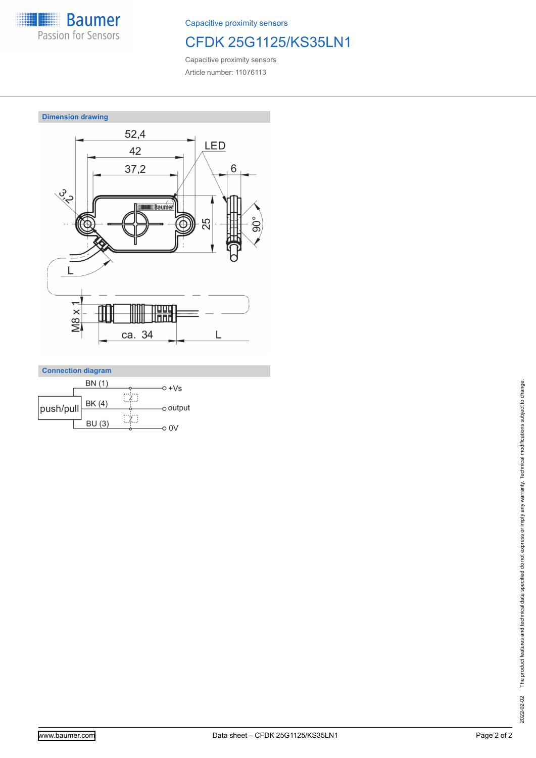Capacitive proximity sensors

# CFDK 25G1125/KS35LN1

Capacitive proximity sensors

Article number: 11076113

## Dimension drawing

52,4

42

37,2

LED

6

3,2

25

90°

L

M8 x 1

ca. 34

L

## Connection diagram

push/pull

BN (1)

BK (4)

BU (3)

Z

Z

+Vs

output

0V

The product features and technical data specified do not express or imply any warranty. Technical modifications subject to change.

2022-02-02

www.baumer.com

Data sheet – CFDK 25G1125/KS35LN1